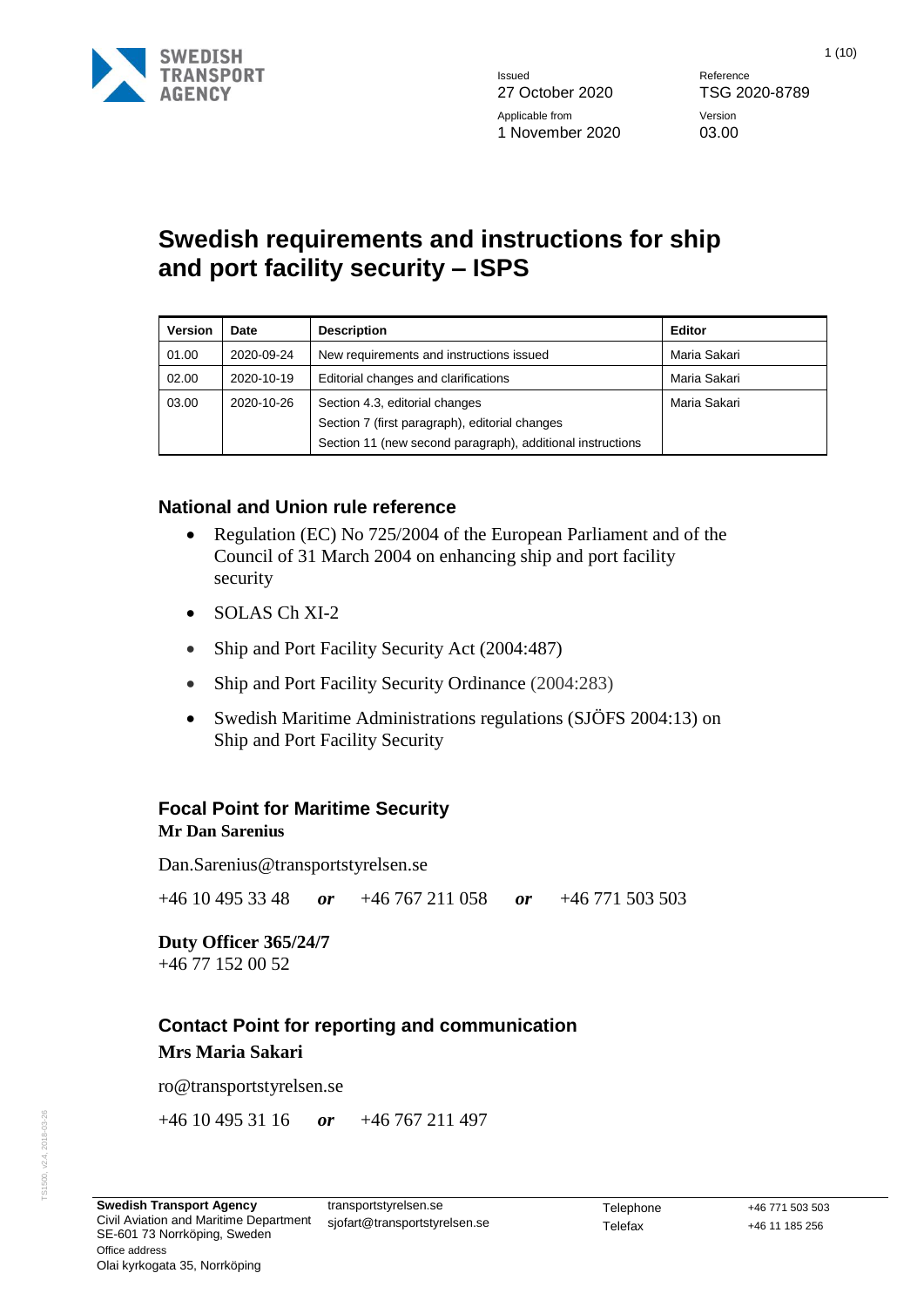| Issued | Reference |
|---|---|
| 27 October 2020 | TSG 2020-8789 |
| Applicable from | Version |
| 1 November 2020 | 03.00 |

# Swedish requirements and instructions for ship and port facility security – ISPS

| Version | Date | Description | Editor |
|---|---|---|---|
| 01.00 | 2020-09-24 | New requirements and instructions issued | Maria Sakari |
| 02.00 | 2020-10-19 | Editorial changes and clarifications | Maria Sakari |
| 03.00 | 2020-10-26 | Section 4.3, editorial changes<br>Section 7 (first paragraph), editorial changes<br>Section 11 (new second paragraph), additional instructions | Maria Sakari |

## National and Union rule reference

- Regulation (EC) No 725/2004 of the European Parliament and of the Council of 31 March 2004 on enhancing ship and port facility security
- SOLAS Ch XI-2
- Ship and Port Facility Security Act (2004:487)
- Ship and Port Facility Security Ordinance (2004:283)
- Swedish Maritime Administrations regulations (SJÖFS 2004:13) on Ship and Port Facility Security

## Focal Point for Maritime Security

**Mr Dan Sarenius**

Dan.Sarenius@transportstyrelsen.se

+46 10 495 33 48 ***or*** +46 767 211 058 ***or*** +46 771 503 503

**Duty Officer 365/24/7**
+46 77 152 00 52

## Contact Point for reporting and communication

**Mrs Maria Sakari**

ro@transportstyrelsen.se

+46 10 495 31 16 ***or*** +46 767 211 497

**Swedish Transport Agency**
Civil Aviation and Maritime Department
SE-601 73 Norrköping, Sweden
Office address
Olai kyrkogata 35, Norrköping

transportstyrelsen.se
sjofart@transportstyrelsen.se

Telephone +46 771 503 503
Telefax +46 11 185 256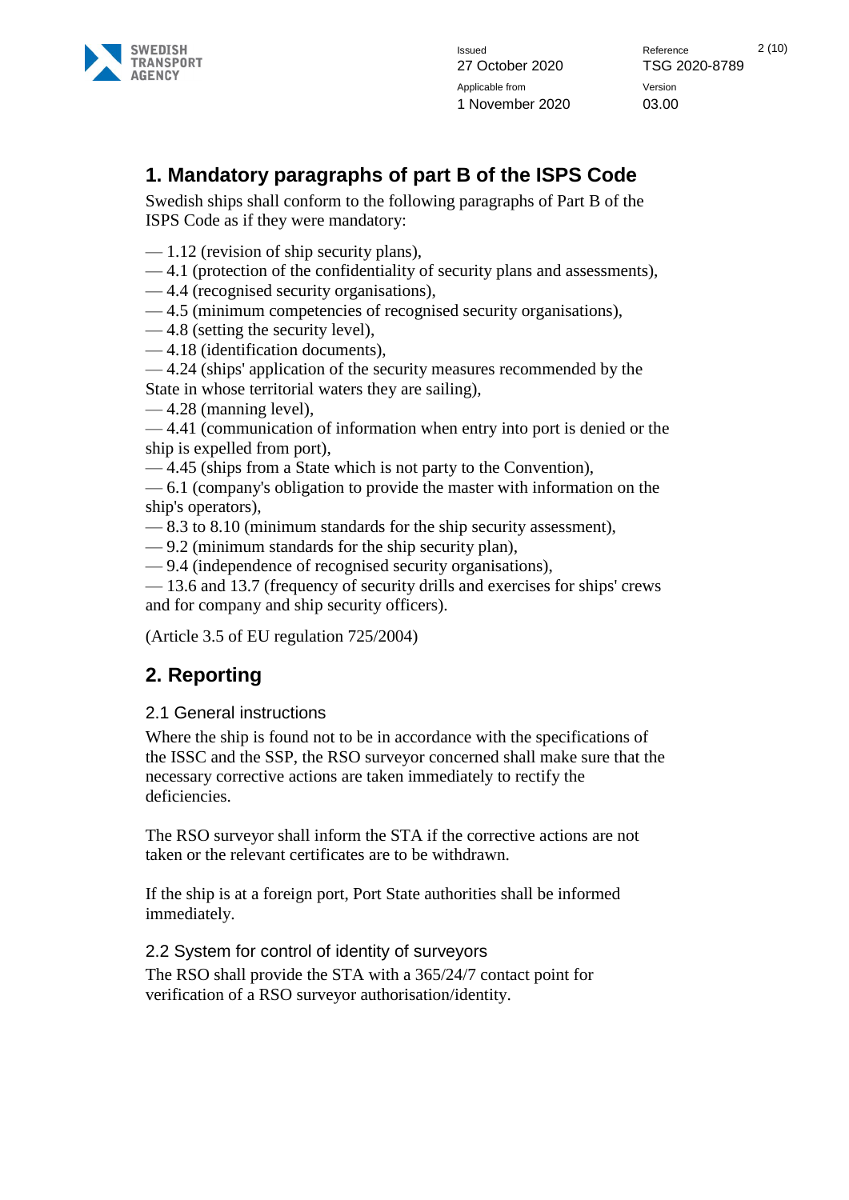# 1. Mandatory paragraphs of part B of the ISPS Code

Swedish ships shall conform to the following paragraphs of Part B of the ISPS Code as if they were mandatory:

— 1.12 (revision of ship security plans),
— 4.1 (protection of the confidentiality of security plans and assessments),
— 4.4 (recognised security organisations),
— 4.5 (minimum competencies of recognised security organisations),
— 4.8 (setting the security level),
— 4.18 (identification documents),
— 4.24 (ships' application of the security measures recommended by the State in whose territorial waters they are sailing),
— 4.28 (manning level),
— 4.41 (communication of information when entry into port is denied or the ship is expelled from port),
— 4.45 (ships from a State which is not party to the Convention),
— 6.1 (company's obligation to provide the master with information on the ship's operators),
— 8.3 to 8.10 (minimum standards for the ship security assessment),
— 9.2 (minimum standards for the ship security plan),
— 9.4 (independence of recognised security organisations),
— 13.6 and 13.7 (frequency of security drills and exercises for ships' crews and for company and ship security officers).

(Article 3.5 of EU regulation 725/2004)

# 2. Reporting

## 2.1 General instructions

Where the ship is found not to be in accordance with the specifications of the ISSC and the SSP, the RSO surveyor concerned shall make sure that the necessary corrective actions are taken immediately to rectify the deficiencies.

The RSO surveyor shall inform the STA if the corrective actions are not taken or the relevant certificates are to be withdrawn.

If the ship is at a foreign port, Port State authorities shall be informed immediately.

## 2.2 System for control of identity of surveyors

The RSO shall provide the STA with a 365/24/7 contact point for verification of a RSO surveyor authorisation/identity.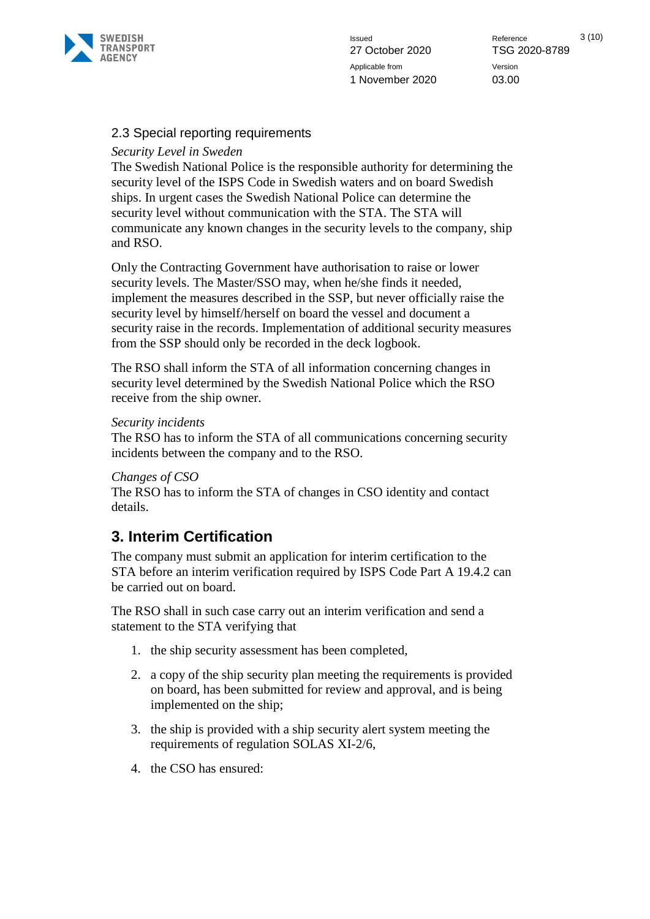### 2.3 Special reporting requirements

*Security Level in Sweden*

The Swedish National Police is the responsible authority for determining the security level of the ISPS Code in Swedish waters and on board Swedish ships. In urgent cases the Swedish National Police can determine the security level without communication with the STA. The STA will communicate any known changes in the security levels to the company, ship and RSO.

Only the Contracting Government have authorisation to raise or lower security levels. The Master/SSO may, when he/she finds it needed, implement the measures described in the SSP, but never officially raise the security level by himself/herself on board the vessel and document a security raise in the records. Implementation of additional security measures from the SSP should only be recorded in the deck logbook.

The RSO shall inform the STA of all information concerning changes in security level determined by the Swedish National Police which the RSO receive from the ship owner.

*Security incidents*

The RSO has to inform the STA of all communications concerning security incidents between the company and to the RSO.

*Changes of CSO*

The RSO has to inform the STA of changes in CSO identity and contact details.

## 3. Interim Certification

The company must submit an application for interim certification to the STA before an interim verification required by ISPS Code Part A 19.4.2 can be carried out on board.

The RSO shall in such case carry out an interim verification and send a statement to the STA verifying that

1. the ship security assessment has been completed,
2. a copy of the ship security plan meeting the requirements is provided on board, has been submitted for review and approval, and is being implemented on the ship;
3. the ship is provided with a ship security alert system meeting the requirements of regulation SOLAS XI-2/6,
4. the CSO has ensured: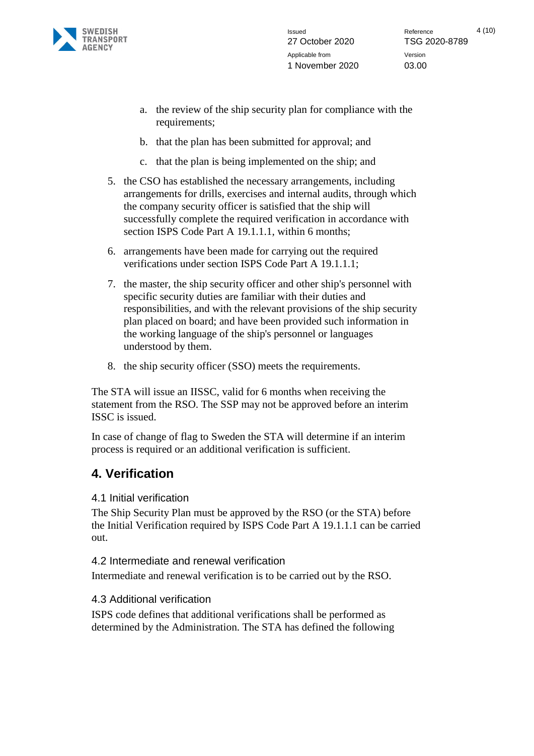a. the review of the ship security plan for compliance with the requirements;

   b. that the plan has been submitted for approval; and

   c. that the plan is being implemented on the ship; and

5. the CSO has established the necessary arrangements, including arrangements for drills, exercises and internal audits, through which the company security officer is satisfied that the ship will successfully complete the required verification in accordance with section ISPS Code Part A 19.1.1.1, within 6 months;

6. arrangements have been made for carrying out the required verifications under section ISPS Code Part A 19.1.1.1;

7. the master, the ship security officer and other ship's personnel with specific security duties are familiar with their duties and responsibilities, and with the relevant provisions of the ship security plan placed on board; and have been provided such information in the working language of the ship's personnel or languages understood by them.

8. the ship security officer (SSO) meets the requirements.

The STA will issue an IISSC, valid for 6 months when receiving the statement from the RSO. The SSP may not be approved before an interim ISSC is issued.

In case of change of flag to Sweden the STA will determine if an interim process is required or an additional verification is sufficient.

## 4. Verification

### 4.1 Initial verification

The Ship Security Plan must be approved by the RSO (or the STA) before the Initial Verification required by ISPS Code Part A 19.1.1.1 can be carried out.

### 4.2 Intermediate and renewal verification

Intermediate and renewal verification is to be carried out by the RSO.

### 4.3 Additional verification

ISPS code defines that additional verifications shall be performed as determined by the Administration. The STA has defined the following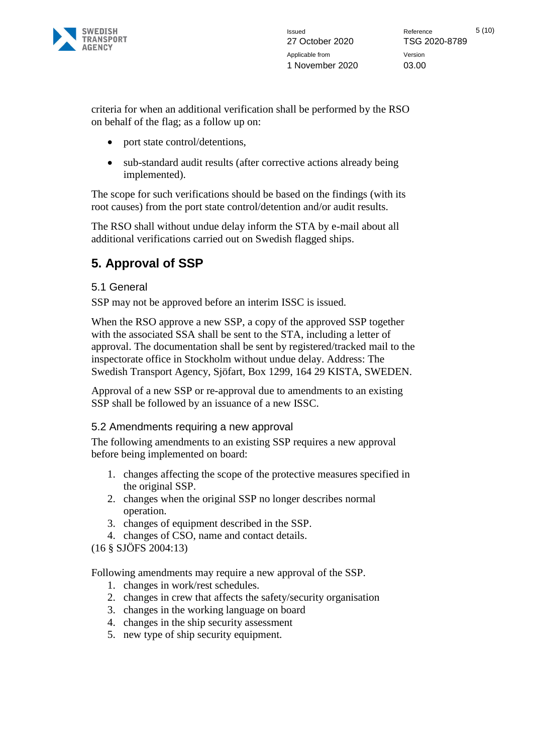criteria for when an additional verification shall be performed by the RSO on behalf of the flag; as a follow up on:

- port state control/detentions,
- sub-standard audit results (after corrective actions already being implemented).

The scope for such verifications should be based on the findings (with its root causes) from the port state control/detention and/or audit results.

The RSO shall without undue delay inform the STA by e-mail about all additional verifications carried out on Swedish flagged ships.

# 5. Approval of SSP

## 5.1 General

SSP may not be approved before an interim ISSC is issued.

When the RSO approve a new SSP, a copy of the approved SSP together with the associated SSA shall be sent to the STA, including a letter of approval. The documentation shall be sent by registered/tracked mail to the inspectorate office in Stockholm without undue delay. Address: The Swedish Transport Agency, Sjöfart, Box 1299, 164 29 KISTA, SWEDEN.

Approval of a new SSP or re-approval due to amendments to an existing SSP shall be followed by an issuance of a new ISSC.

## 5.2 Amendments requiring a new approval

The following amendments to an existing SSP requires a new approval before being implemented on board:

1. changes affecting the scope of the protective measures specified in the original SSP.
2. changes when the original SSP no longer describes normal operation.
3. changes of equipment described in the SSP.
4. changes of CSO, name and contact details.

(16 § SJÖFS 2004:13)

Following amendments may require a new approval of the SSP.

1. changes in work/rest schedules.
2. changes in crew that affects the safety/security organisation
3. changes in the working language on board
4. changes in the ship security assessment
5. new type of ship security equipment.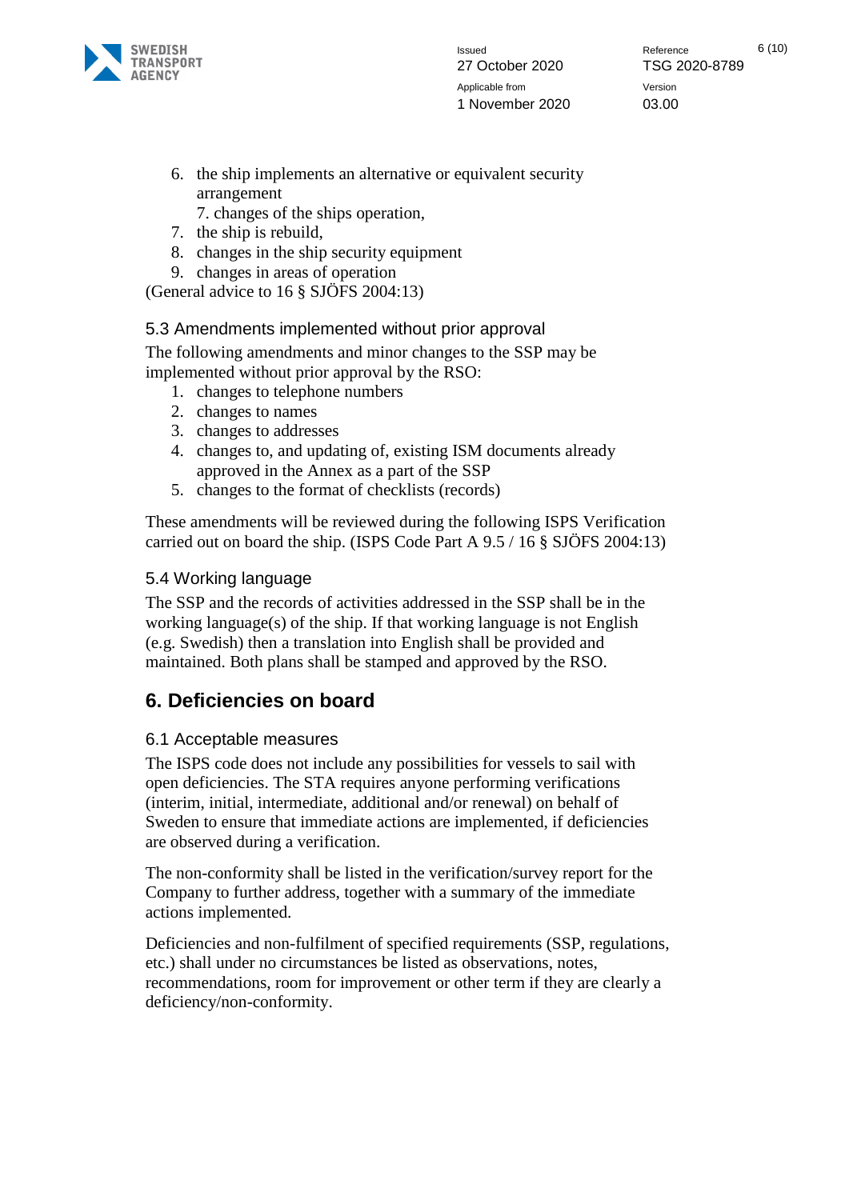6. the ship implements an alternative or equivalent security arrangement
   7. changes of the ships operation,
7. the ship is rebuild,
8. changes in the ship security equipment
9. changes in areas of operation

(General advice to 16 § SJÖFS 2004:13)

### 5.3 Amendments implemented without prior approval

The following amendments and minor changes to the SSP may be implemented without prior approval by the RSO:

1. changes to telephone numbers
2. changes to names
3. changes to addresses
4. changes to, and updating of, existing ISM documents already approved in the Annex as a part of the SSP
5. changes to the format of checklists (records)

These amendments will be reviewed during the following ISPS Verification carried out on board the ship. (ISPS Code Part A 9.5 / 16 § SJÖFS 2004:13)

### 5.4 Working language

The SSP and the records of activities addressed in the SSP shall be in the working language(s) of the ship. If that working language is not English (e.g. Swedish) then a translation into English shall be provided and maintained. Both plans shall be stamped and approved by the RSO.

## 6. Deficiencies on board

### 6.1 Acceptable measures

The ISPS code does not include any possibilities for vessels to sail with open deficiencies. The STA requires anyone performing verifications (interim, initial, intermediate, additional and/or renewal) on behalf of Sweden to ensure that immediate actions are implemented, if deficiencies are observed during a verification.

The non-conformity shall be listed in the verification/survey report for the Company to further address, together with a summary of the immediate actions implemented.

Deficiencies and non-fulfilment of specified requirements (SSP, regulations, etc.) shall under no circumstances be listed as observations, notes, recommendations, room for improvement or other term if they are clearly a deficiency/non-conformity.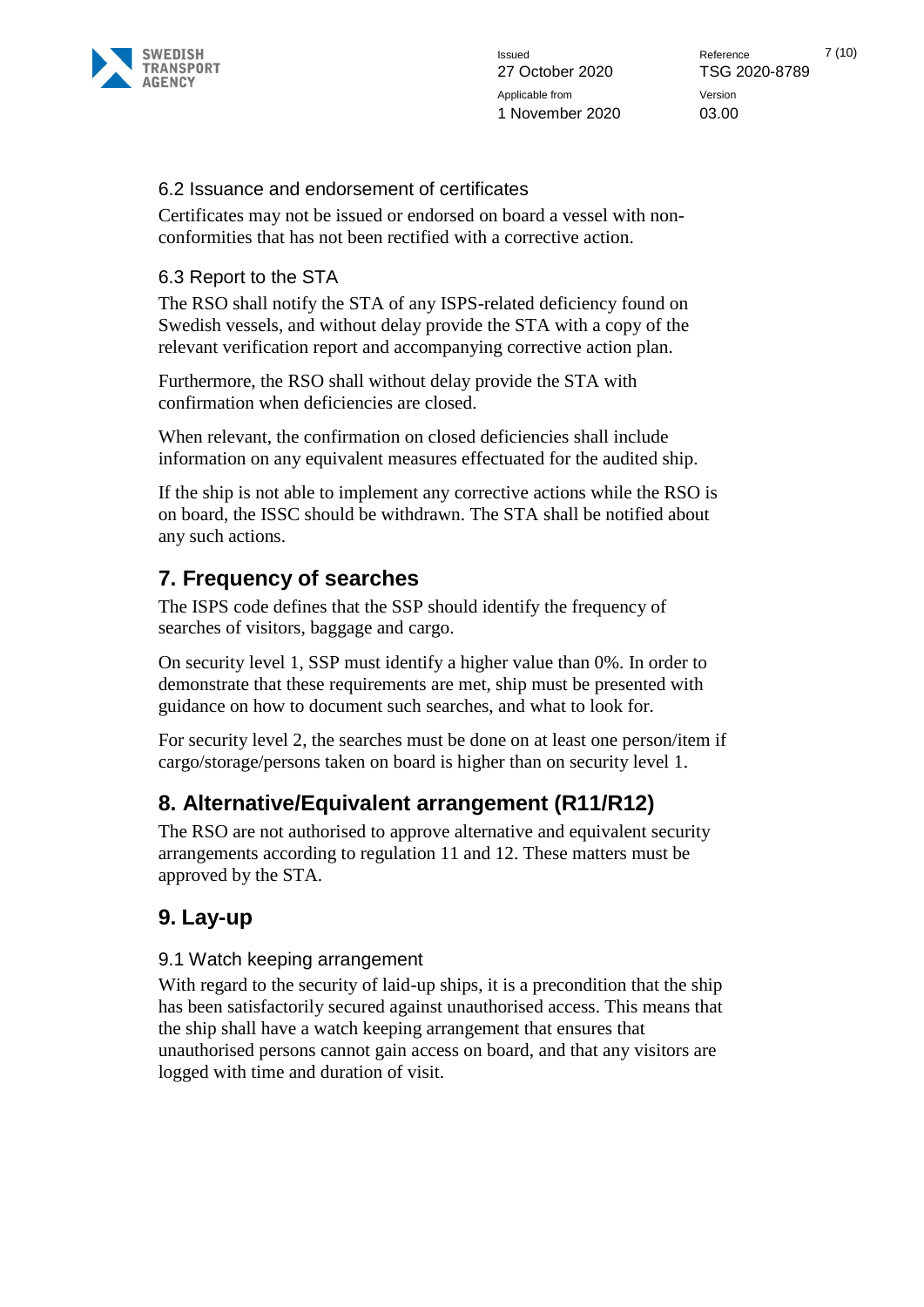### 6.2 Issuance and endorsement of certificates

Certificates may not be issued or endorsed on board a vessel with non-conformities that has not been rectified with a corrective action.

### 6.3 Report to the STA

The RSO shall notify the STA of any ISPS-related deficiency found on Swedish vessels, and without delay provide the STA with a copy of the relevant verification report and accompanying corrective action plan.

Furthermore, the RSO shall without delay provide the STA with confirmation when deficiencies are closed.

When relevant, the confirmation on closed deficiencies shall include information on any equivalent measures effectuated for the audited ship.

If the ship is not able to implement any corrective actions while the RSO is on board, the ISSC should be withdrawn. The STA shall be notified about any such actions.

## 7. Frequency of searches

The ISPS code defines that the SSP should identify the frequency of searches of visitors, baggage and cargo.

On security level 1, SSP must identify a higher value than 0%. In order to demonstrate that these requirements are met, ship must be presented with guidance on how to document such searches, and what to look for.

For security level 2, the searches must be done on at least one person/item if cargo/storage/persons taken on board is higher than on security level 1.

## 8. Alternative/Equivalent arrangement (R11/R12)

The RSO are not authorised to approve alternative and equivalent security arrangements according to regulation 11 and 12. These matters must be approved by the STA.

## 9. Lay-up

### 9.1 Watch keeping arrangement

With regard to the security of laid-up ships, it is a precondition that the ship has been satisfactorily secured against unauthorised access. This means that the ship shall have a watch keeping arrangement that ensures that unauthorised persons cannot gain access on board, and that any visitors are logged with time and duration of visit.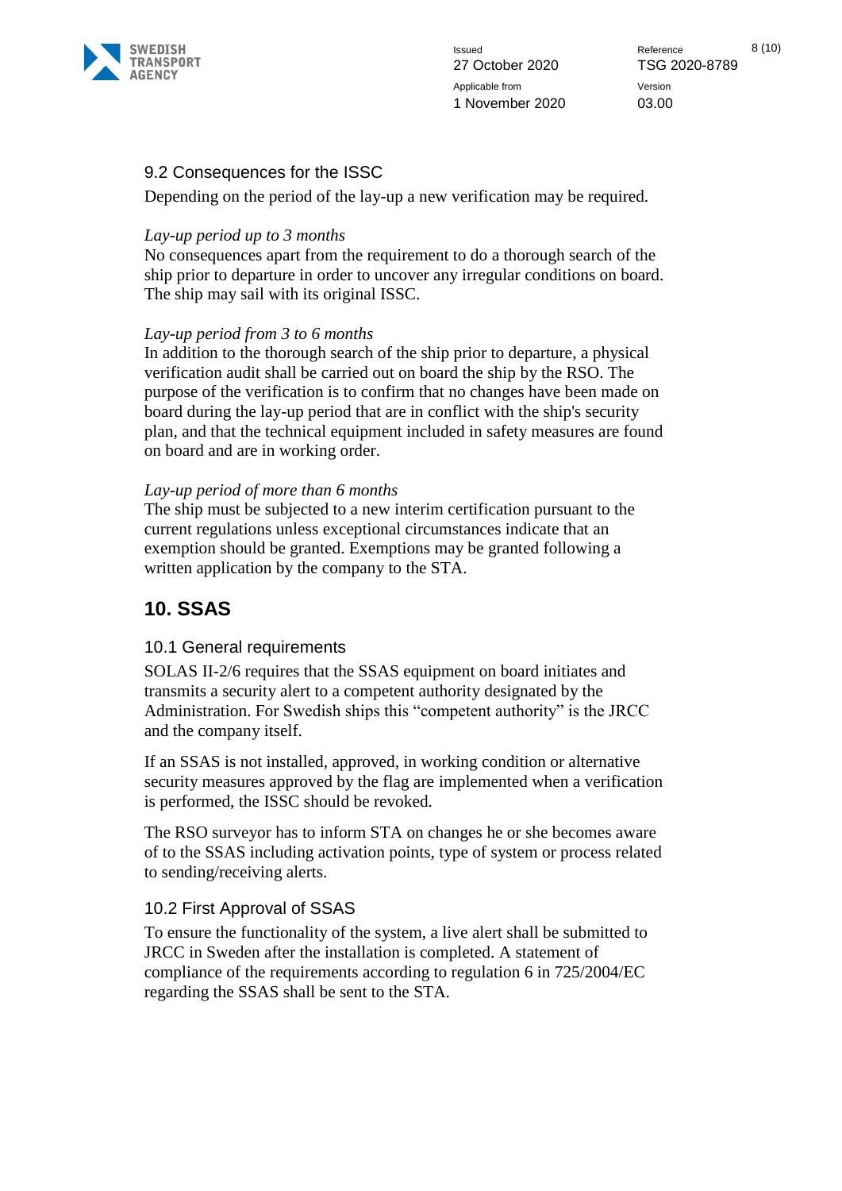### 9.2 Consequences for the ISSC

Depending on the period of the lay-up a new verification may be required.

*Lay-up period up to 3 months*

No consequences apart from the requirement to do a thorough search of the ship prior to departure in order to uncover any irregular conditions on board. The ship may sail with its original ISSC.

*Lay-up period from 3 to 6 months*

In addition to the thorough search of the ship prior to departure, a physical verification audit shall be carried out on board the ship by the RSO. The purpose of the verification is to confirm that no changes have been made on board during the lay-up period that are in conflict with the ship's security plan, and that the technical equipment included in safety measures are found on board and are in working order.

*Lay-up period of more than 6 months*

The ship must be subjected to a new interim certification pursuant to the current regulations unless exceptional circumstances indicate that an exemption should be granted. Exemptions may be granted following a written application by the company to the STA.

## 10. SSAS

### 10.1 General requirements

SOLAS II-2/6 requires that the SSAS equipment on board initiates and transmits a security alert to a competent authority designated by the Administration. For Swedish ships this “competent authority” is the JRCC and the company itself.

If an SSAS is not installed, approved, in working condition or alternative security measures approved by the flag are implemented when a verification is performed, the ISSC should be revoked.

The RSO surveyor has to inform STA on changes he or she becomes aware of to the SSAS including activation points, type of system or process related to sending/receiving alerts.

### 10.2 First Approval of SSAS

To ensure the functionality of the system, a live alert shall be submitted to JRCC in Sweden after the installation is completed. A statement of compliance of the requirements according to regulation 6 in 725/2004/EC regarding the SSAS shall be sent to the STA.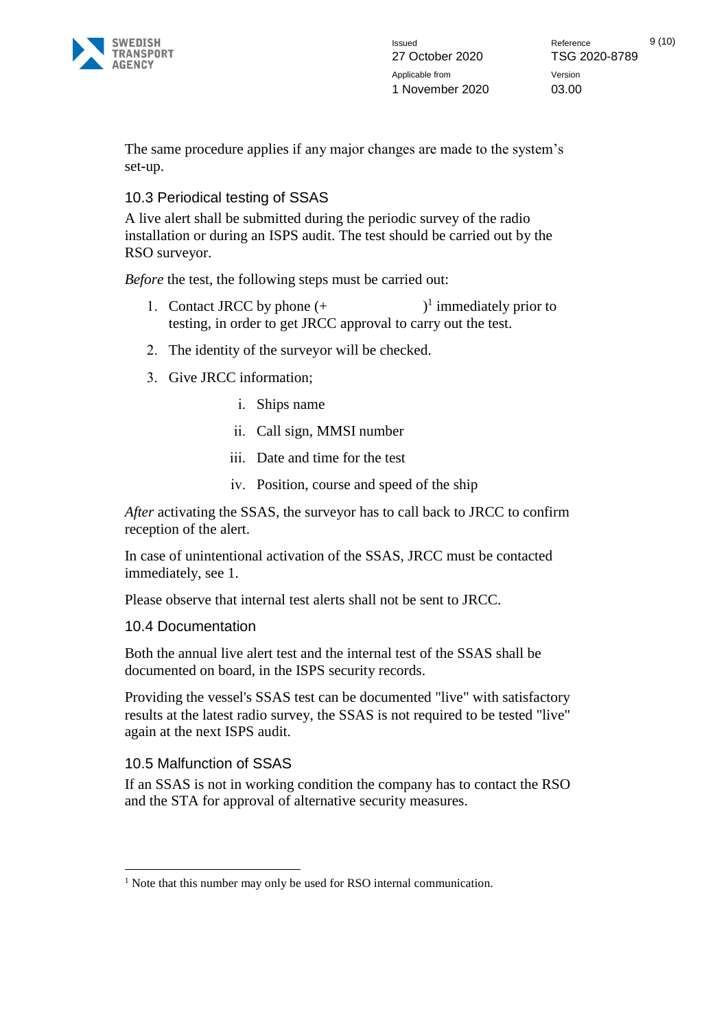The same procedure applies if any major changes are made to the system's set-up.

## 10.3 Periodical testing of SSAS

A live alert shall be submitted during the periodic survey of the radio installation or during an ISPS audit. The test should be carried out by the RSO surveyor.

*Before* the test, the following steps must be carried out:

1. Contact JRCC by phone (+ )[1] immediately prior to testing, in order to get JRCC approval to carry out the test.
2. The identity of the surveyor will be checked.
3. Give JRCC information;
   i. Ships name
   ii. Call sign, MMSI number
   iii. Date and time for the test
   iv. Position, course and speed of the ship

*After* activating the SSAS, the surveyor has to call back to JRCC to confirm reception of the alert.

In case of unintentional activation of the SSAS, JRCC must be contacted immediately, see 1.

Please observe that internal test alerts shall not be sent to JRCC.

## 10.4 Documentation

Both the annual live alert test and the internal test of the SSAS shall be documented on board, in the ISPS security records.

Providing the vessel's SSAS test can be documented "live" with satisfactory results at the latest radio survey, the SSAS is not required to be tested "live" again at the next ISPS audit.

## 10.5 Malfunction of SSAS

If an SSAS is not in working condition the company has to contact the RSO and the STA for approval of alternative security measures.

[1] Note that this number may only be used for RSO internal communication.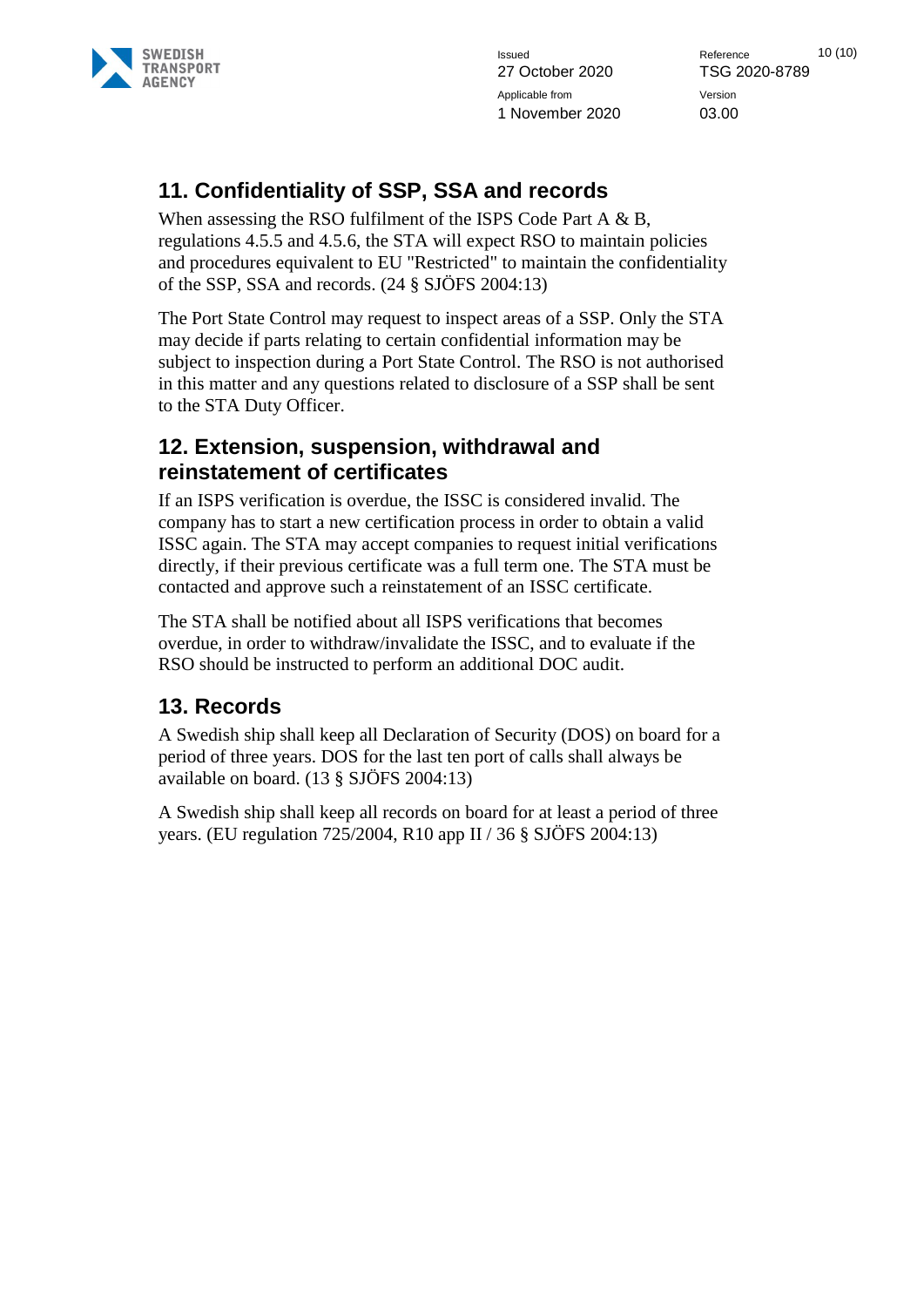## 11. Confidentiality of SSP, SSA and records

When assessing the RSO fulfilment of the ISPS Code Part A & B, regulations 4.5.5 and 4.5.6, the STA will expect RSO to maintain policies and procedures equivalent to EU "Restricted" to maintain the confidentiality of the SSP, SSA and records. (24 § SJÖFS 2004:13)

The Port State Control may request to inspect areas of a SSP. Only the STA may decide if parts relating to certain confidential information may be subject to inspection during a Port State Control. The RSO is not authorised in this matter and any questions related to disclosure of a SSP shall be sent to the STA Duty Officer.

## 12. Extension, suspension, withdrawal and reinstatement of certificates

If an ISPS verification is overdue, the ISSC is considered invalid. The company has to start a new certification process in order to obtain a valid ISSC again. The STA may accept companies to request initial verifications directly, if their previous certificate was a full term one. The STA must be contacted and approve such a reinstatement of an ISSC certificate.

The STA shall be notified about all ISPS verifications that becomes overdue, in order to withdraw/invalidate the ISSC, and to evaluate if the RSO should be instructed to perform an additional DOC audit.

## 13. Records

A Swedish ship shall keep all Declaration of Security (DOS) on board for a period of three years. DOS for the last ten port of calls shall always be available on board. (13 § SJÖFS 2004:13)

A Swedish ship shall keep all records on board for at least a period of three years. (EU regulation 725/2004, R10 app II / 36 § SJÖFS 2004:13)